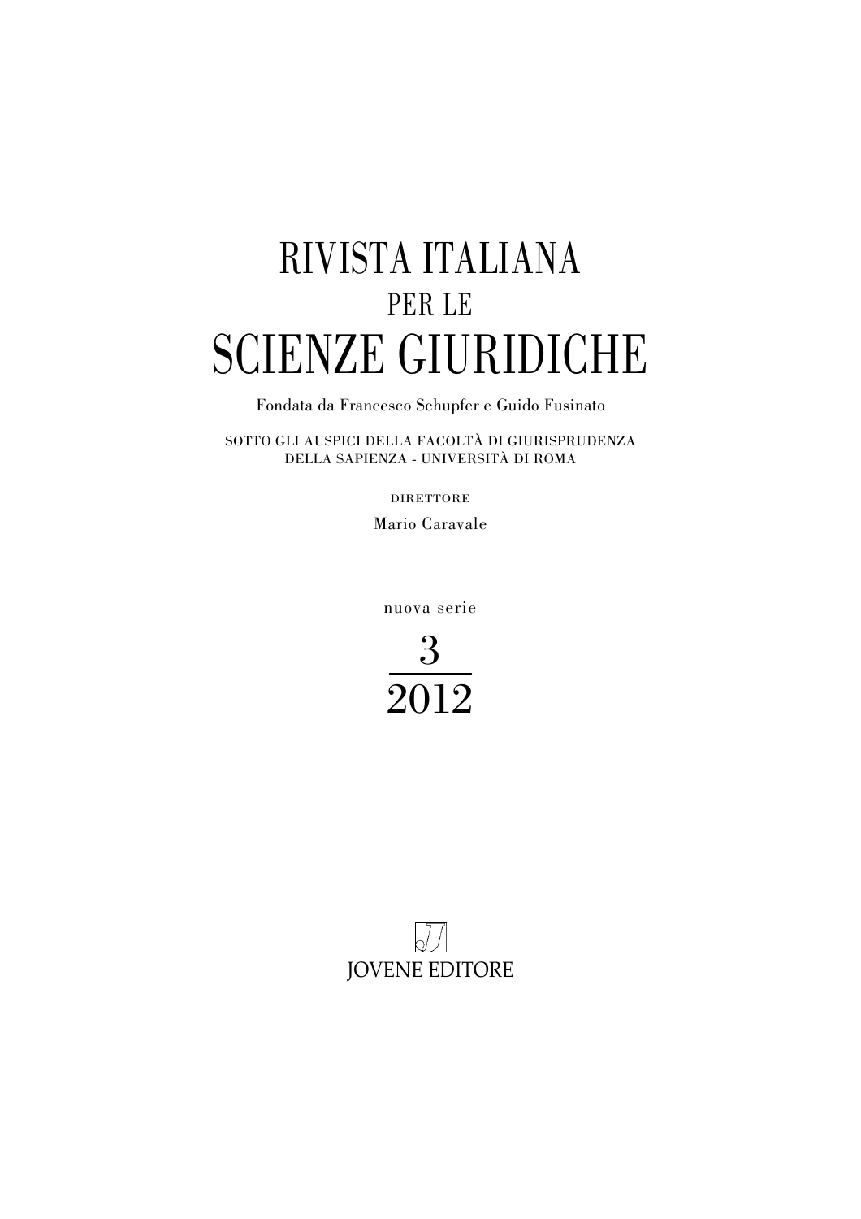# RIVISTA ITALIANA
PER LE
# SCIENZE GIURIDICHE

Fondata da Francesco Schupfer e Guido Fusinato

SOTTO GLI AUSPICI DELLA FACOLTÀ DI GIURISPRUDENZA
DELLA SAPIENZA - UNIVERSITÀ DI ROMA

DIRETTORE

Mario Caravale

nuova serie

3

2012

JOVENE EDITORE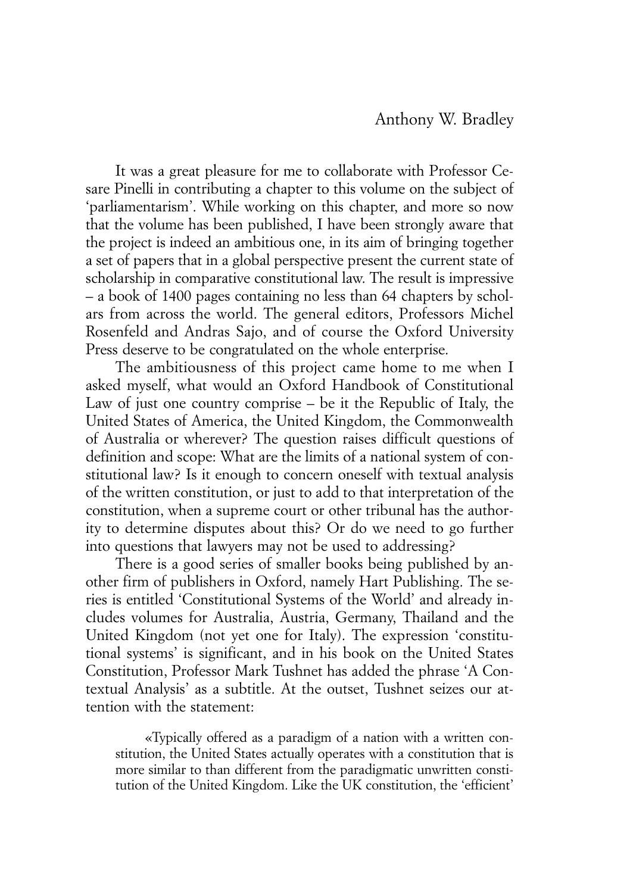Anthony W. Bradley

It was a great pleasure for me to collaborate with Professor Cesare Pinelli in contributing a chapter to this volume on the subject of 'parliamentarism'. While working on this chapter, and more so now that the volume has been published, I have been strongly aware that the project is indeed an ambitious one, in its aim of bringing together a set of papers that in a global perspective present the current state of scholarship in comparative constitutional law. The result is impressive – a book of 1400 pages containing no less than 64 chapters by scholars from across the world. The general editors, Professors Michel Rosenfeld and Andras Sajo, and of course the Oxford University Press deserve to be congratulated on the whole enterprise.

The ambitiousness of this project came home to me when I asked myself, what would an Oxford Handbook of Constitutional Law of just one country comprise – be it the Republic of Italy, the United States of America, the United Kingdom, the Commonwealth of Australia or wherever? The question raises difficult questions of definition and scope: What are the limits of a national system of constitutional law? Is it enough to concern oneself with textual analysis of the written constitution, or just to add to that interpretation of the constitution, when a supreme court or other tribunal has the authority to determine disputes about this? Or do we need to go further into questions that lawyers may not be used to addressing?

There is a good series of smaller books being published by another firm of publishers in Oxford, namely Hart Publishing. The series is entitled 'Constitutional Systems of the World' and already includes volumes for Australia, Austria, Germany, Thailand and the United Kingdom (not yet one for Italy). The expression 'constitutional systems' is significant, and in his book on the United States Constitution, Professor Mark Tushnet has added the phrase 'A Contextual Analysis' as a subtitle. At the outset, Tushnet seizes our attention with the statement:

> «Typically offered as a paradigm of a nation with a written constitution, the United States actually operates with a constitution that is more similar to than different from the paradigmatic unwritten constitution of the United Kingdom. Like the UK constitution, the 'efficient'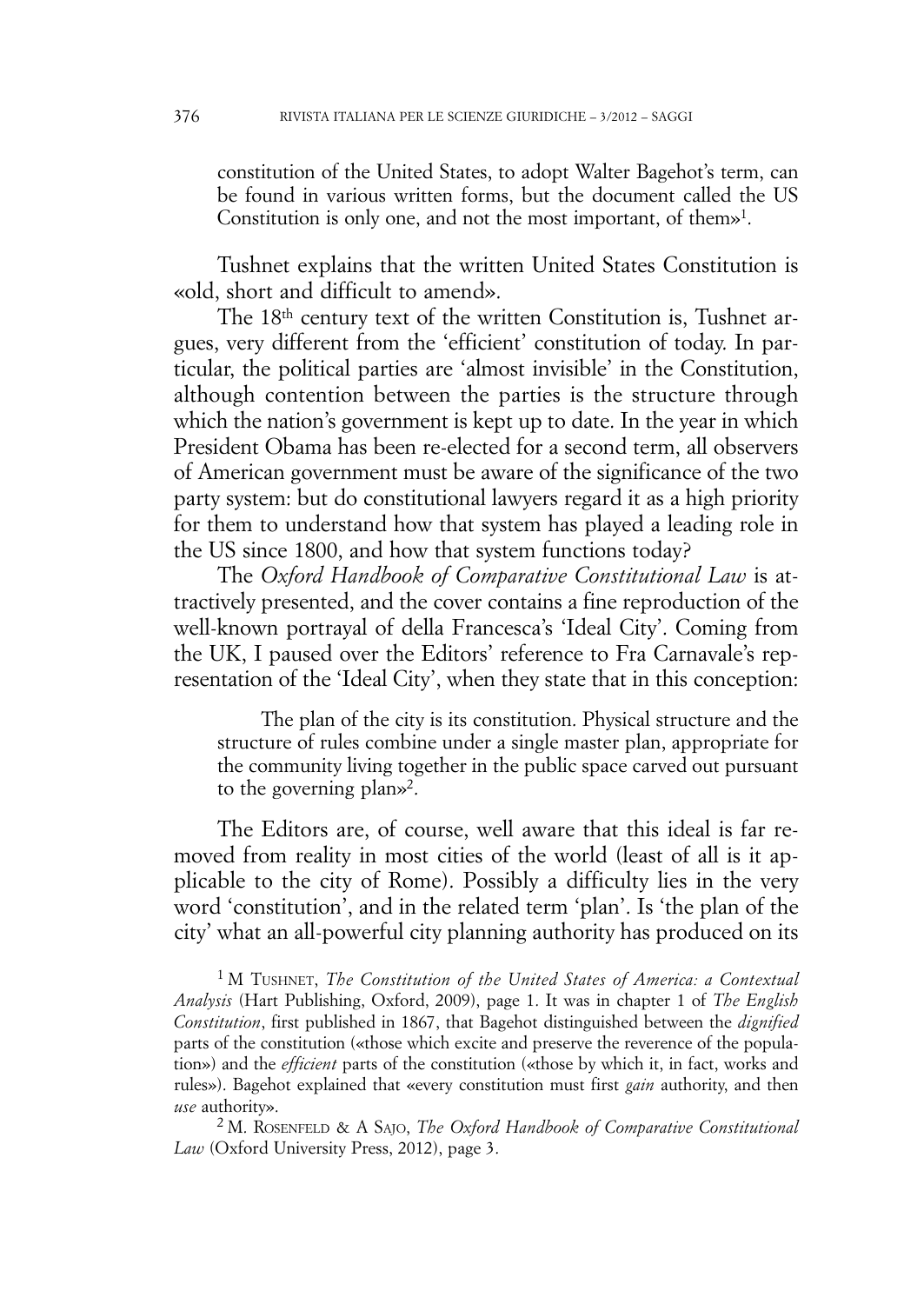constitution of the United States, to adopt Walter Bagehot's term, can be found in various written forms, but the document called the US Constitution is only one, and not the most important, of them»[1].

Tushnet explains that the written United States Constitution is «old, short and difficult to amend».

The 18th century text of the written Constitution is, Tushnet argues, very different from the 'efficient' constitution of today. In particular, the political parties are 'almost invisible' in the Constitution, although contention between the parties is the structure through which the nation's government is kept up to date. In the year in which President Obama has been re-elected for a second term, all observers of American government must be aware of the significance of the two party system: but do constitutional lawyers regard it as a high priority for them to understand how that system has played a leading role in the US since 1800, and how that system functions today?

The *Oxford Handbook of Comparative Constitutional Law* is attractively presented, and the cover contains a fine reproduction of the well-known portrayal of della Francesca's 'Ideal City'. Coming from the UK, I paused over the Editors' reference to Fra Carnavale's representation of the 'Ideal City', when they state that in this conception:

> The plan of the city is its constitution. Physical structure and the structure of rules combine under a single master plan, appropriate for the community living together in the public space carved out pursuant to the governing plan»[2].

The Editors are, of course, well aware that this ideal is far removed from reality in most cities of the world (least of all is it applicable to the city of Rome). Possibly a difficulty lies in the very word 'constitution', and in the related term 'plan'. Is 'the plan of the city' what an all-powerful city planning authority has produced on its

[1] M TUSHNET, *The Constitution of the United States of America: a Contextual Analysis* (Hart Publishing, Oxford, 2009), page 1. It was in chapter 1 of *The English Constitution*, first published in 1867, that Bagehot distinguished between the *dignified* parts of the constitution («those which excite and preserve the reverence of the population») and the *efficient* parts of the constitution («those by which it, in fact, works and rules»). Bagehot explained that «every constitution must first *gain* authority, and then *use* authority».

[2] M. ROSENFELD & A SAJO, *The Oxford Handbook of Comparative Constitutional Law* (Oxford University Press, 2012), page 3.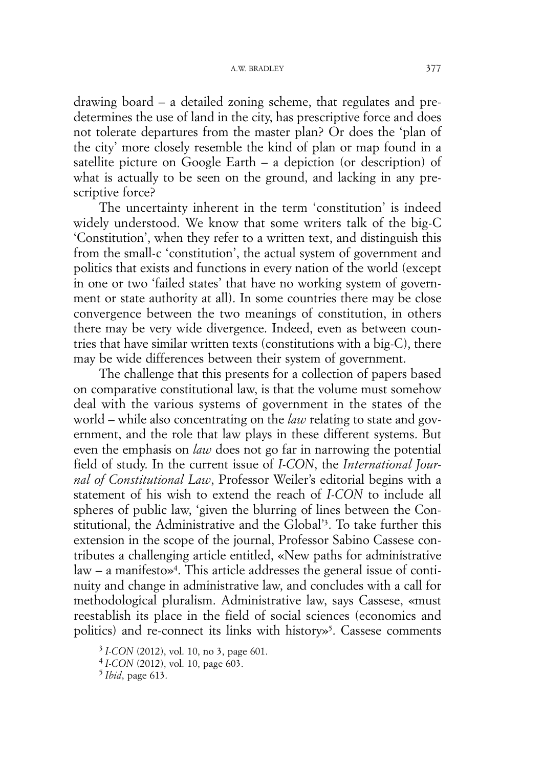drawing board – a detailed zoning scheme, that regulates and predetermines the use of land in the city, has prescriptive force and does not tolerate departures from the master plan? Or does the 'plan of the city' more closely resemble the kind of plan or map found in a satellite picture on Google Earth – a depiction (or description) of what is actually to be seen on the ground, and lacking in any prescriptive force?

The uncertainty inherent in the term 'constitution' is indeed widely understood. We know that some writers talk of the big-C 'Constitution', when they refer to a written text, and distinguish this from the small-c 'constitution', the actual system of government and politics that exists and functions in every nation of the world (except in one or two 'failed states' that have no working system of government or state authority at all). In some countries there may be close convergence between the two meanings of constitution, in others there may be very wide divergence. Indeed, even as between countries that have similar written texts (constitutions with a big-C), there may be wide differences between their system of government.

The challenge that this presents for a collection of papers based on comparative constitutional law, is that the volume must somehow deal with the various systems of government in the states of the world – while also concentrating on the *law* relating to state and government, and the role that law plays in these different systems. But even the emphasis on *law* does not go far in narrowing the potential field of study. In the current issue of *I-CON*, the *International Journal of Constitutional Law*, Professor Weiler's editorial begins with a statement of his wish to extend the reach of *I-CON* to include all spheres of public law, 'given the blurring of lines between the Constitutional, the Administrative and the Global'[3]. To take further this extension in the scope of the journal, Professor Sabino Cassese contributes a challenging article entitled, «New paths for administrative law – a manifesto»[4]. This article addresses the general issue of continuity and change in administrative law, and concludes with a call for methodological pluralism. Administrative law, says Cassese, «must reestablish its place in the field of social sciences (economics and politics) and re-connect its links with history»[5]. Cassese comments

[3] *I-CON* (2012), vol. 10, no 3, page 601.

[4] *I-CON* (2012), vol. 10, page 603.

[5] *Ibid*, page 613.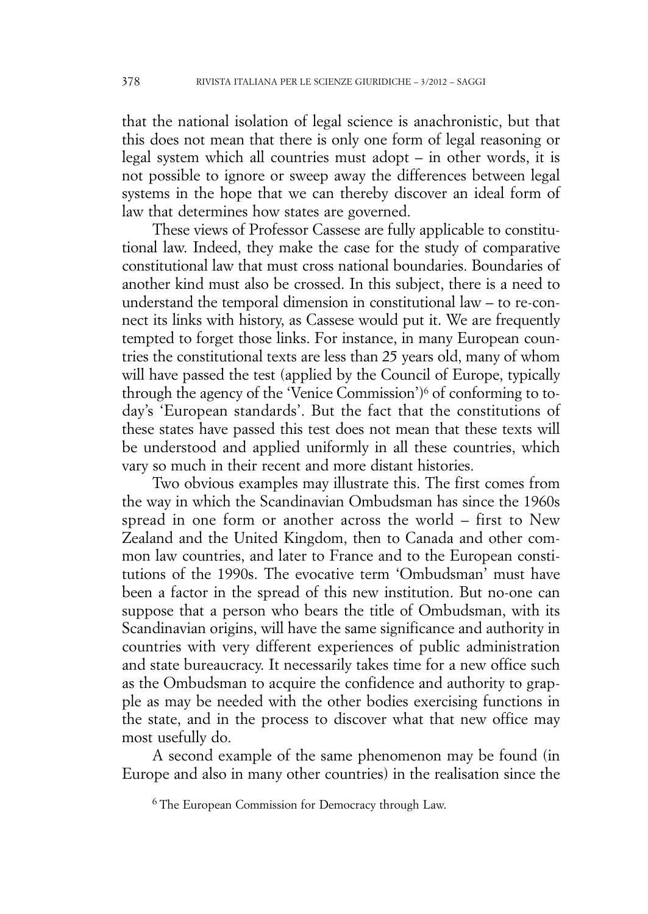that the national isolation of legal science is anachronistic, but that this does not mean that there is only one form of legal reasoning or legal system which all countries must adopt – in other words, it is not possible to ignore or sweep away the differences between legal systems in the hope that we can thereby discover an ideal form of law that determines how states are governed.

These views of Professor Cassese are fully applicable to constitutional law. Indeed, they make the case for the study of comparative constitutional law that must cross national boundaries. Boundaries of another kind must also be crossed. In this subject, there is a need to understand the temporal dimension in constitutional law – to re-connect its links with history, as Cassese would put it. We are frequently tempted to forget those links. For instance, in many European countries the constitutional texts are less than 25 years old, many of whom will have passed the test (applied by the Council of Europe, typically through the agency of the 'Venice Commission')[6] of conforming to today's 'European standards'. But the fact that the constitutions of these states have passed this test does not mean that these texts will be understood and applied uniformly in all these countries, which vary so much in their recent and more distant histories.

Two obvious examples may illustrate this. The first comes from the way in which the Scandinavian Ombudsman has since the 1960s spread in one form or another across the world – first to New Zealand and the United Kingdom, then to Canada and other common law countries, and later to France and to the European constitutions of the 1990s. The evocative term 'Ombudsman' must have been a factor in the spread of this new institution. But no-one can suppose that a person who bears the title of Ombudsman, with its Scandinavian origins, will have the same significance and authority in countries with very different experiences of public administration and state bureaucracy. It necessarily takes time for a new office such as the Ombudsman to acquire the confidence and authority to grapple as may be needed with the other bodies exercising functions in the state, and in the process to discover what that new office may most usefully do.

A second example of the same phenomenon may be found (in Europe and also in many other countries) in the realisation since the

[6] The European Commission for Democracy through Law.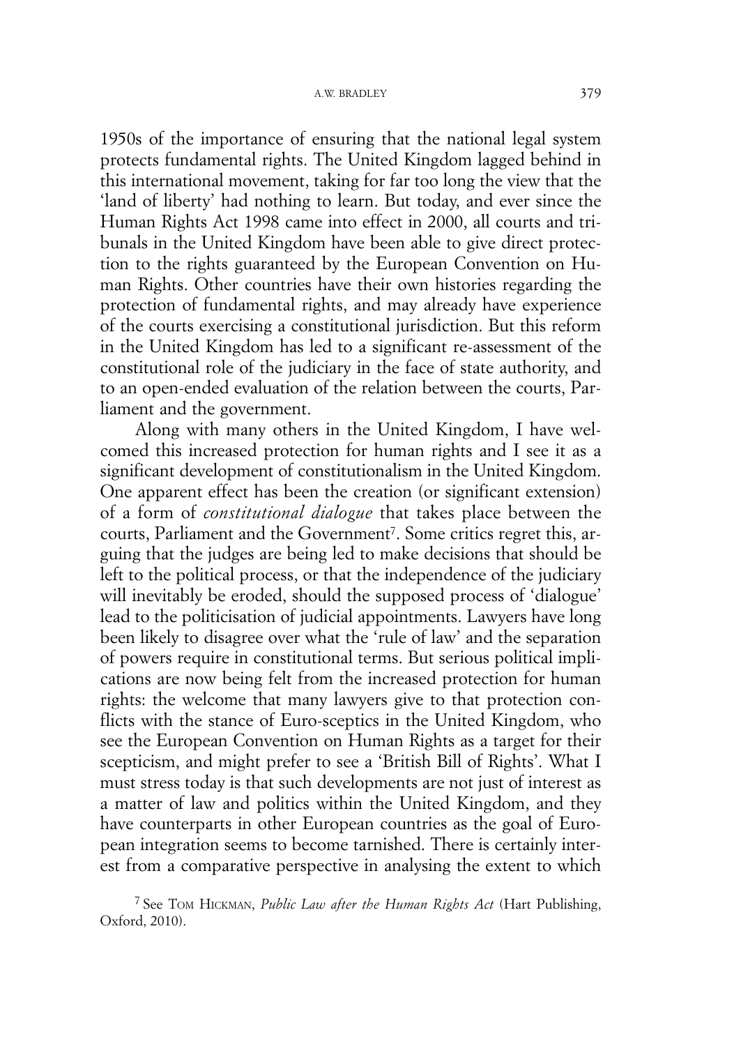1950s of the importance of ensuring that the national legal system protects fundamental rights. The United Kingdom lagged behind in this international movement, taking for far too long the view that the 'land of liberty' had nothing to learn. But today, and ever since the Human Rights Act 1998 came into effect in 2000, all courts and tribunals in the United Kingdom have been able to give direct protection to the rights guaranteed by the European Convention on Human Rights. Other countries have their own histories regarding the protection of fundamental rights, and may already have experience of the courts exercising a constitutional jurisdiction. But this reform in the United Kingdom has led to a significant re-assessment of the constitutional role of the judiciary in the face of state authority, and to an open-ended evaluation of the relation between the courts, Parliament and the government.

Along with many others in the United Kingdom, I have welcomed this increased protection for human rights and I see it as a significant development of constitutionalism in the United Kingdom. One apparent effect has been the creation (or significant extension) of a form of *constitutional dialogue* that takes place between the courts, Parliament and the Government[7]. Some critics regret this, arguing that the judges are being led to make decisions that should be left to the political process, or that the independence of the judiciary will inevitably be eroded, should the supposed process of 'dialogue' lead to the politicisation of judicial appointments. Lawyers have long been likely to disagree over what the 'rule of law' and the separation of powers require in constitutional terms. But serious political implications are now being felt from the increased protection for human rights: the welcome that many lawyers give to that protection conflicts with the stance of Euro-sceptics in the United Kingdom, who see the European Convention on Human Rights as a target for their scepticism, and might prefer to see a 'British Bill of Rights'. What I must stress today is that such developments are not just of interest as a matter of law and politics within the United Kingdom, and they have counterparts in other European countries as the goal of European integration seems to become tarnished. There is certainly interest from a comparative perspective in analysing the extent to which

[7] See TOM HICKMAN, *Public Law after the Human Rights Act* (Hart Publishing, Oxford, 2010).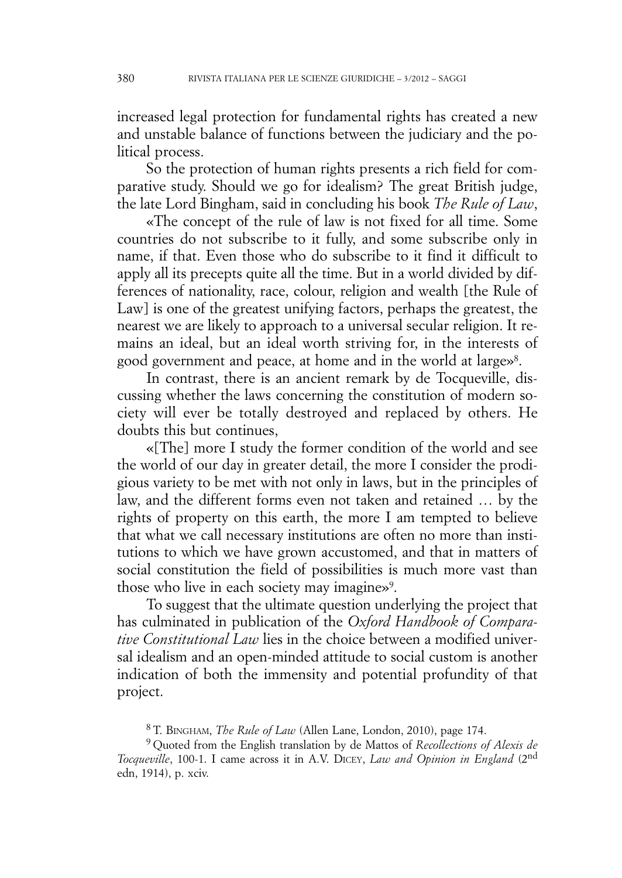increased legal protection for fundamental rights has created a new and unstable balance of functions between the judiciary and the political process.

So the protection of human rights presents a rich field for comparative study. Should we go for idealism? The great British judge, the late Lord Bingham, said in concluding his book *The Rule of Law*,

«The concept of the rule of law is not fixed for all time. Some countries do not subscribe to it fully, and some subscribe only in name, if that. Even those who do subscribe to it find it difficult to apply all its precepts quite all the time. But in a world divided by differences of nationality, race, colour, religion and wealth [the Rule of Law] is one of the greatest unifying factors, perhaps the greatest, the nearest we are likely to approach to a universal secular religion. It remains an ideal, but an ideal worth striving for, in the interests of good government and peace, at home and in the world at large»[8].

In contrast, there is an ancient remark by de Tocqueville, discussing whether the laws concerning the constitution of modern society will ever be totally destroyed and replaced by others. He doubts this but continues,

«[The] more I study the former condition of the world and see the world of our day in greater detail, the more I consider the prodigious variety to be met with not only in laws, but in the principles of law, and the different forms even not taken and retained … by the rights of property on this earth, the more I am tempted to believe that what we call necessary institutions are often no more than institutions to which we have grown accustomed, and that in matters of social constitution the field of possibilities is much more vast than those who live in each society may imagine»[9].

To suggest that the ultimate question underlying the project that has culminated in publication of the *Oxford Handbook of Comparative Constitutional Law* lies in the choice between a modified universal idealism and an open-minded attitude to social custom is another indication of both the immensity and potential profundity of that project.

[8] T. BINGHAM, *The Rule of Law* (Allen Lane, London, 2010), page 174.

[9] Quoted from the English translation by de Mattos of *Recollections of Alexis de Tocqueville*, 100-1. I came across it in A.V. DICEY, *Law and Opinion in England* (2nd edn, 1914), p. xciv.